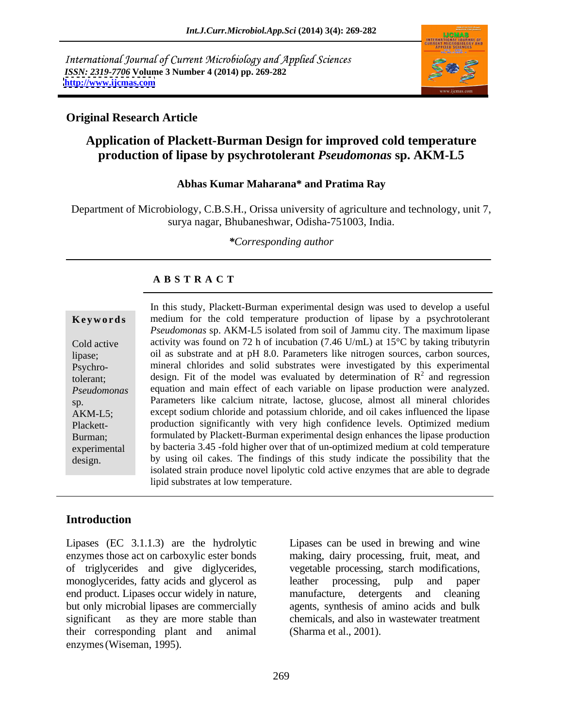International Journal of Current Microbiology and Applied Sciences
*ISSN: 2319-7706* Volume 3 Number 4 (2014) pp. 269-282
http://www.ijcmas.com

**Original Research Article**

# Application of Plackett-Burman Design for improved cold temperature production of lipase by psychrotolerant *Pseudomonas* sp. AKM-L5

**Abhas Kumar Maharana\* and Pratima Ray**

Department of Microbiology, C.B.S.H., Orissa university of agriculture and technology, unit 7, surya nagar, Bhubaneshwar, Odisha-751003, India.

*\*Corresponding author*

## ABSTRACT

**Keywords**

Cold active lipase; Psychro-tolerant; *Pseudomonas* sp. AKM-L5; Plackett-Burman; experimental design.

In this study, Plackett-Burman experimental design was used to develop a useful medium for the cold temperature production of lipase by a psychrotolerant *Pseudomonas* sp. AKM-L5 isolated from soil of Jammu city. The maximum lipase activity was found on 72 h of incubation (7.46 U/mL) at 15°C by taking tributyrin oil as substrate and at pH 8.0. Parameters like nitrogen sources, carbon sources, mineral chlorides and solid substrates were investigated by this experimental design. Fit of the model was evaluated by determination of $R^2$ and regression equation and main effect of each variable on lipase production were analyzed. Parameters like calcium nitrate, lactose, glucose, almost all mineral chlorides except sodium chloride and potassium chloride, and oil cakes influenced the lipase production significantly with very high confidence levels. Optimized medium formulated by Plackett-Burman experimental design enhances the lipase production by bacteria 3.45 -fold higher over that of un-optimized medium at cold temperature by using oil cakes. The findings of this study indicate the possibility that the isolated strain produce novel lipolytic cold active enzymes that are able to degrade lipid substrates at low temperature.

## Introduction

Lipases (EC 3.1.1.3) are the hydrolytic enzymes those act on carboxylic ester bonds of triglycerides and give diglycerides, monoglycerides, fatty acids and glycerol as end product. Lipases occur widely in nature, but only microbial lipases are commercially significant as they are more stable than their corresponding plant and animal enzymes (Wiseman, 1995).

Lipases can be used in brewing and wine making, dairy processing, fruit, meat, and vegetable processing, starch modifications, leather processing, pulp and paper manufacture, detergents and cleaning agents, synthesis of amino acids and bulk chemicals, and also in wastewater treatment (Sharma et al., 2001).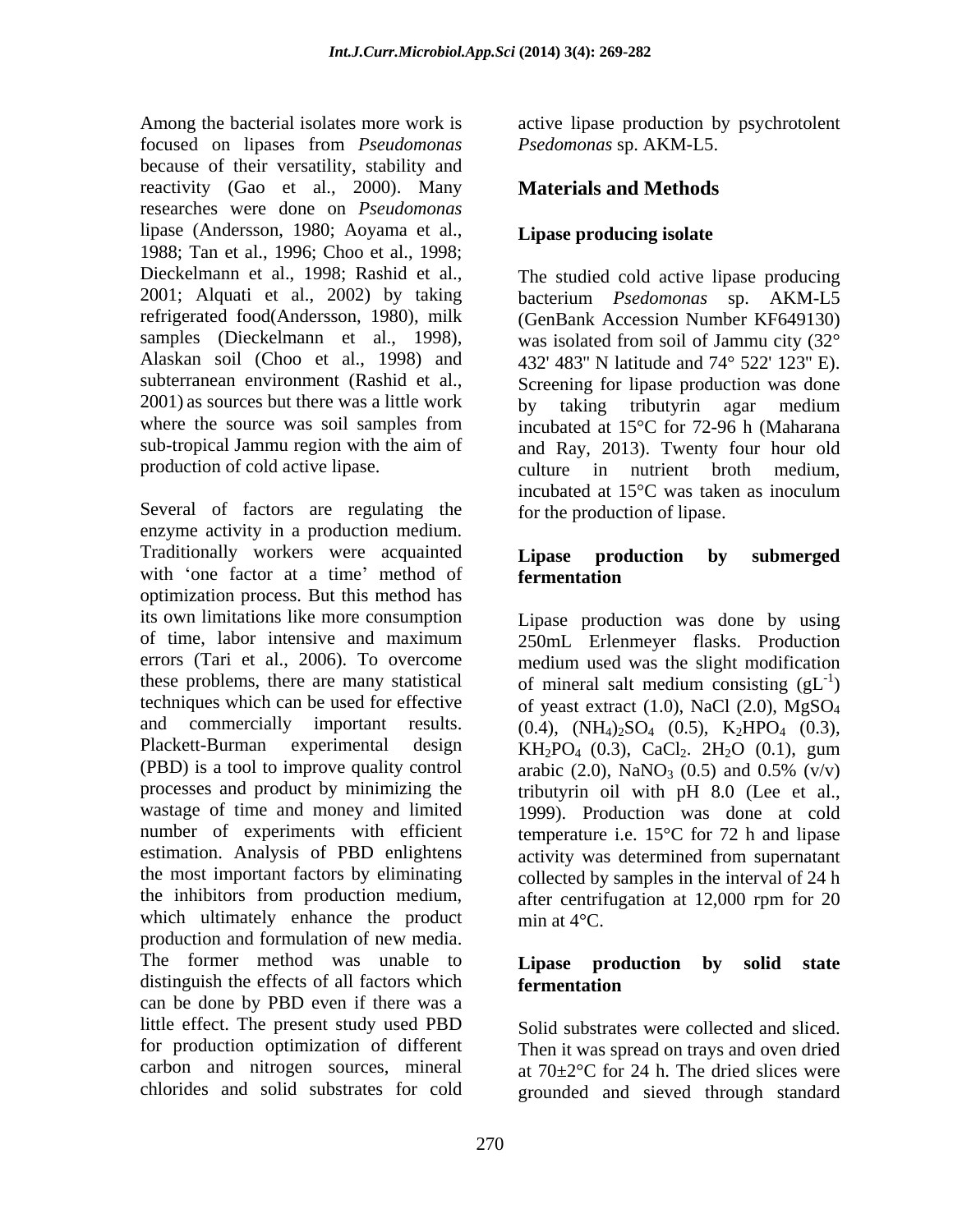Among the bacterial isolates more work is focused on lipases from *Pseudomonas* because of their versatility, stability and reactivity (Gao et al., 2000). Many researches were done on *Pseudomonas* lipase (Andersson, 1980; Aoyama et al., 1988; Tan et al., 1996; Choo et al., 1998; Dieckelmann et al., 1998; Rashid et al., 2001; Alquati et al., 2002) by taking refrigerated food(Andersson, 1980), milk samples (Dieckelmann et al., 1998), Alaskan soil (Choo et al., 1998) and subterranean environment (Rashid et al., 2001) as sources but there was a little work where the source was soil samples from sub-tropical Jammu region with the aim of production of cold active lipase.

Several of factors are regulating the enzyme activity in a production medium. Traditionally workers were acquainted with 'one factor at a time' method of optimization process. But this method has its own limitations like more consumption of time, labor intensive and maximum errors (Tari et al., 2006). To overcome these problems, there are many statistical techniques which can be used for effective and commercially important results. Plackett-Burman experimental design (PBD) is a tool to improve quality control processes and product by minimizing the wastage of time and money and limited number of experiments with efficient estimation. Analysis of PBD enlightens the most important factors by eliminating the inhibitors from production medium, which ultimately enhance the product production and formulation of new media. The former method was unable to distinguish the effects of all factors which can be done by PBD even if there was a little effect. The present study used PBD for production optimization of different carbon and nitrogen sources, mineral chlorides and solid substrates for cold active lipase production by psychrotolent *Psedomonas* sp. AKM-L5.

## Materials and Methods

### Lipase producing isolate

The studied cold active lipase producing bacterium *Psedomonas* sp. AKM-L5 (GenBank Accession Number KF649130) was isolated from soil of Jammu city (32° 432' 483" N latitude and 74° 522' 123" E). Screening for lipase production was done by taking tributyrin agar medium incubated at 15°C for 72-96 h (Maharana and Ray, 2013). Twenty four hour old culture in nutrient broth medium, incubated at 15°C was taken as inoculum for the production of lipase.

### Lipase production by submerged fermentation

Lipase production was done by using 250mL Erlenmeyer flasks. Production medium used was the slight modification of mineral salt medium consisting ($gL^{-1}$) of yeast extract (1.0), NaCl (2.0), $MgSO_4$ (0.4), $(NH_4)_2SO_4$ (0.5), $K_2HPO_4$ (0.3), $KH_2PO_4$ (0.3), $CaCl_2$. $2H_2O$ (0.1), gum arabic (2.0), $NaNO_3$ (0.5) and 0.5% (v/v) tributyrin oil with pH 8.0 (Lee et al., 1999). Production was done at cold temperature i.e. 15°C for 72 h and lipase activity was determined from supernatant collected by samples in the interval of 24 h after centrifugation at 12,000 rpm for 20 min at 4°C.

### Lipase production by solid state fermentation

Solid substrates were collected and sliced. Then it was spread on trays and oven dried at 70±2°C for 24 h. The dried slices were grounded and sieved through standard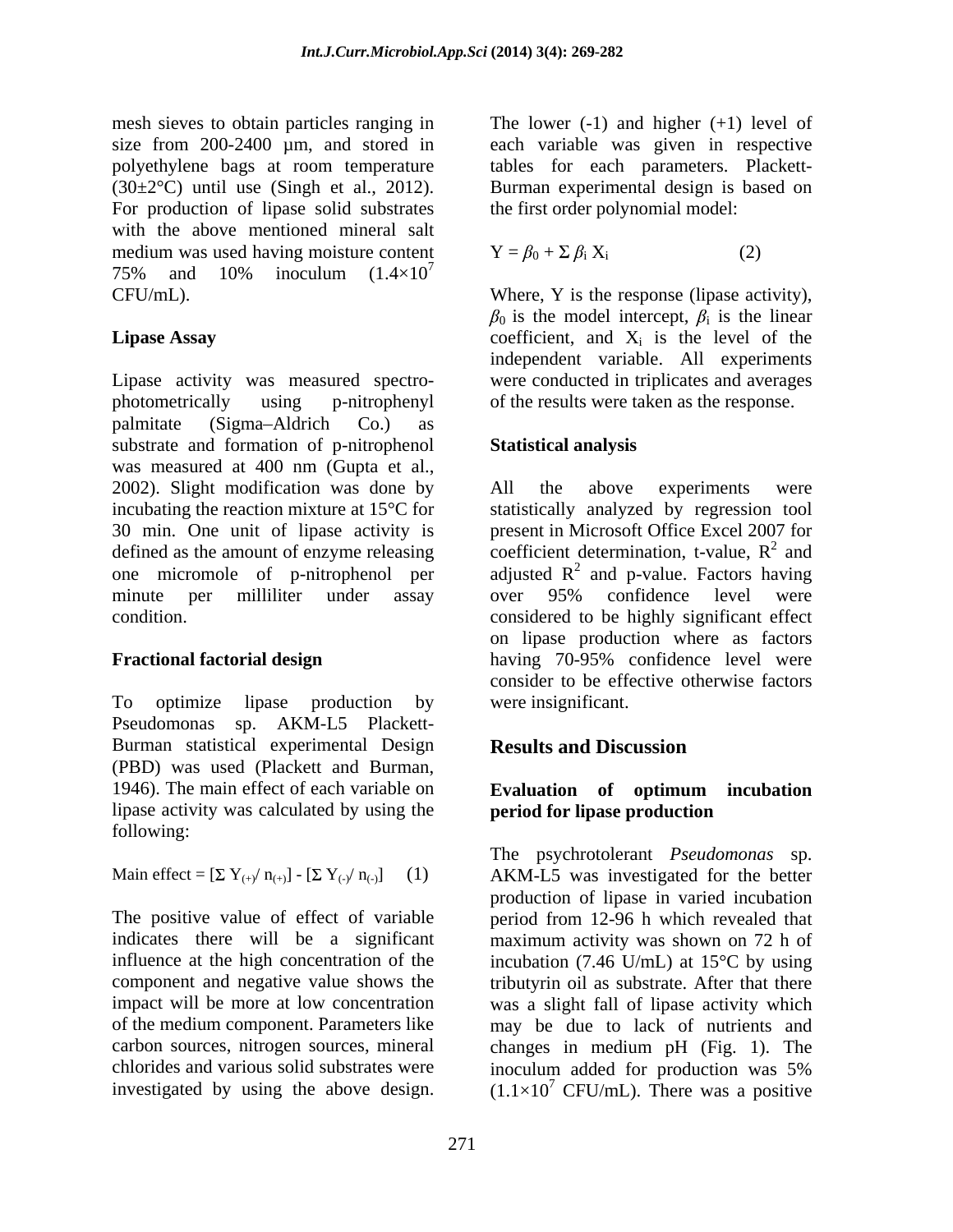mesh sieves to obtain particles ranging in size from 200-2400 µm, and stored in polyethylene bags at room temperature (30±2°C) until use (Singh et al., 2012). For production of lipase solid substrates with the above mentioned mineral salt medium was used having moisture content 75% and 10% inoculum ($1.4\times10^7$ CFU/mL).

### Lipase Assay

Lipase activity was measured spectrophotometrically using p-nitrophenyl palmitate (Sigma–Aldrich Co.) as substrate and formation of p-nitrophenol was measured at 400 nm (Gupta et al., 2002). Slight modification was done by incubating the reaction mixture at 15°C for 30 min. One unit of lipase activity is defined as the amount of enzyme releasing one micromole of p-nitrophenol per minute per milliliter under assay condition.

### Fractional factorial design

To optimize lipase production by Pseudomonas sp. AKM-L5 Plackett-Burman statistical experimental Design (PBD) was used (Plackett and Burman, 1946). The main effect of each variable on lipase activity was calculated by using the following:

$$\text{Main effect} = [\Sigma\, Y_{(+)}/\, n_{(+)}] - [\Sigma\, Y_{(-)}/\, n_{(-)}] \quad (1)$$

The positive value of effect of variable indicates there will be a significant influence at the high concentration of the component and negative value shows the impact will be more at low concentration of the medium component. Parameters like carbon sources, nitrogen sources, mineral chlorides and various solid substrates were investigated by using the above design. The lower (-1) and higher (+1) level of each variable was given in respective tables for each parameters. Plackett-Burman experimental design is based on the first order polynomial model:

$$Y = \beta_0 + \Sigma\, \beta_i X_i \quad (2)$$

Where, Y is the response (lipase activity), $\beta_0$ is the model intercept, $\beta_i$ is the linear coefficient, and $X_i$ is the level of the independent variable. All experiments were conducted in triplicates and averages of the results were taken as the response.

### Statistical analysis

All the above experiments were statistically analyzed by regression tool present in Microsoft Office Excel 2007 for coefficient determination, t-value, $R^2$ and adjusted $R^2$ and p-value. Factors having over 95% confidence level were considered to be highly significant effect on lipase production where as factors having 70-95% confidence level were consider to be effective otherwise factors were insignificant.

## Results and Discussion

### Evaluation of optimum incubation period for lipase production

The psychrotolerant *Pseudomonas* sp. AKM-L5 was investigated for the better production of lipase in varied incubation period from 12-96 h which revealed that maximum activity was shown on 72 h of incubation (7.46 U/mL) at 15°C by using tributyrin oil as substrate. After that there was a slight fall of lipase activity which may be due to lack of nutrients and changes in medium pH (Fig. 1). The inoculum added for production was 5% ($1.1\times10^7$ CFU/mL). There was a positive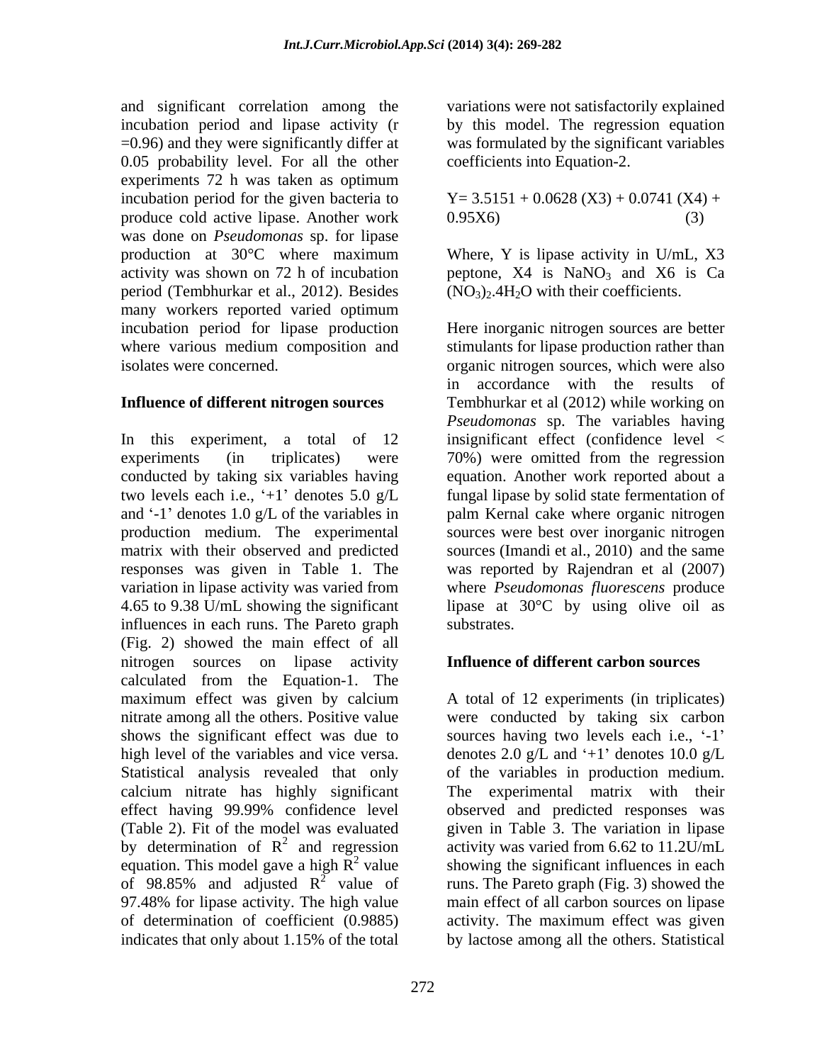and significant correlation among the incubation period and lipase activity (r =0.96) and they were significantly differ at 0.05 probability level. For all the other experiments 72 h was taken as optimum incubation period for the given bacteria to produce cold active lipase. Another work was done on *Pseudomonas* sp. for lipase production at 30°C where maximum activity was shown on 72 h of incubation period (Tembhurkar et al., 2012). Besides many workers reported varied optimum incubation period for lipase production where various medium composition and isolates were concerned.

## Influence of different nitrogen sources

In this experiment, a total of 12 experiments (in triplicates) were conducted by taking six variables having two levels each i.e., '+1' denotes 5.0 g/L and '-1' denotes 1.0 g/L of the variables in production medium. The experimental matrix with their observed and predicted responses was given in Table 1. The variation in lipase activity was varied from 4.65 to 9.38 U/mL showing the significant influences in each runs. The Pareto graph (Fig. 2) showed the main effect of all nitrogen sources on lipase activity calculated from the Equation-1. The maximum effect was given by calcium nitrate among all the others. Positive value shows the significant effect was due to high level of the variables and vice versa. Statistical analysis revealed that only calcium nitrate has highly significant effect having 99.99% confidence level (Table 2). Fit of the model was evaluated by determination of $R^2$ and regression equation. This model gave a high $R^2$ value of 98.85% and adjusted $R^2$ value of 97.48% for lipase activity. The high value of determination of coefficient (0.9885) indicates that only about 1.15% of the total variations were not satisfactorily explained by this model. The regression equation was formulated by the significant variables coefficients into Equation-2.

$$Y = 3.5151 + 0.0628 (X3) + 0.0741 (X4) + 0.95X6) \quad (3)$$

Where, Y is lipase activity in U/mL, X3 peptone, X4 is $NaNO_3$ and X6 is $Ca(NO_3)_2.4H_2O$ with their coefficients.

Here inorganic nitrogen sources are better stimulants for lipase production rather than organic nitrogen sources, which were also in accordance with the results of Tembhurkar et al (2012) while working on *Pseudomonas* sp. The variables having insignificant effect (confidence level < 70%) were omitted from the regression equation. Another work reported about a fungal lipase by solid state fermentation of palm Kernal cake where organic nitrogen sources were best over inorganic nitrogen sources (Imandi et al., 2010) and the same was reported by Rajendran et al (2007) where *Pseudomonas fluorescens* produce lipase at 30°C by using olive oil as substrates.

## Influence of different carbon sources

A total of 12 experiments (in triplicates) were conducted by taking six carbon sources having two levels each i.e., '-1' denotes 2.0 g/L and '+1' denotes 10.0 g/L of the variables in production medium. The experimental matrix with their observed and predicted responses was given in Table 3. The variation in lipase activity was varied from 6.62 to 11.2U/mL showing the significant influences in each runs. The Pareto graph (Fig. 3) showed the main effect of all carbon sources on lipase activity. The maximum effect was given by lactose among all the others. Statistical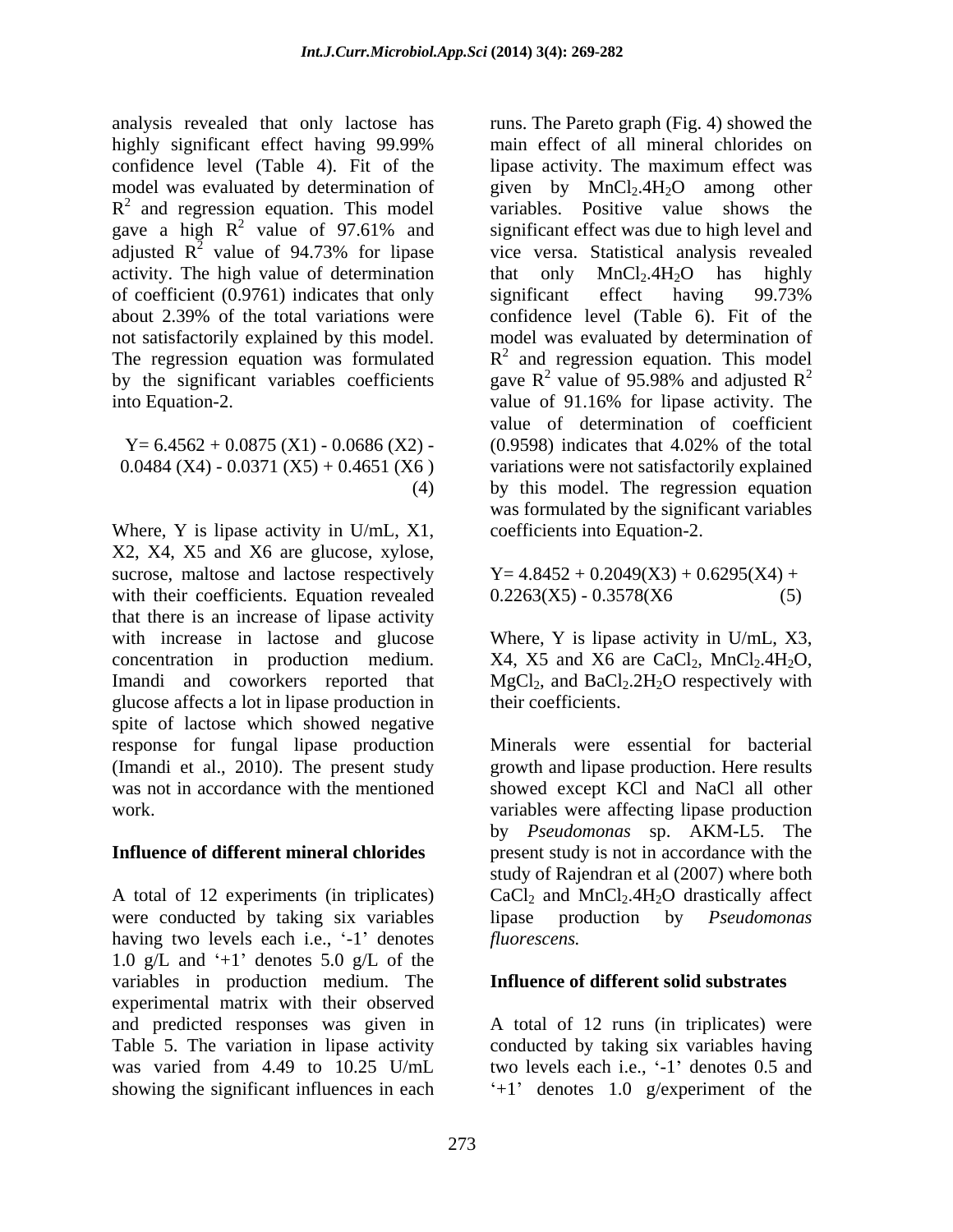analysis revealed that only lactose has highly significant effect having 99.99% confidence level (Table 4). Fit of the model was evaluated by determination of $R^2$ and regression equation. This model gave a high $R^2$ value of 97.61% and adjusted $R^2$ value of 94.73% for lipase activity. The high value of determination of coefficient (0.9761) indicates that only about 2.39% of the total variations were not satisfactorily explained by this model. The regression equation was formulated by the significant variables coefficients into Equation-2.

$$Y= 6.4562 + 0.0875 (X1) - 0.0686 (X2) - 0.0484 (X4) - 0.0371 (X5) + 0.4651 (X6) \quad (4)$$

Where, Y is lipase activity in U/mL, X1, X2, X4, X5 and X6 are glucose, xylose, sucrose, maltose and lactose respectively with their coefficients. Equation revealed that there is an increase of lipase activity with increase in lactose and glucose concentration in production medium. Imandi and coworkers reported that glucose affects a lot in lipase production in spite of lactose which showed negative response for fungal lipase production (Imandi et al., 2010). The present study was not in accordance with the mentioned work.

**Influence of different mineral chlorides**

A total of 12 experiments (in triplicates) were conducted by taking six variables having two levels each i.e., '-1' denotes 1.0 g/L and '+1' denotes 5.0 g/L of the variables in production medium. The experimental matrix with their observed and predicted responses was given in Table 5. The variation in lipase activity was varied from 4.49 to 10.25 U/mL showing the significant influences in each runs. The Pareto graph (Fig. 4) showed the main effect of all mineral chlorides on lipase activity. The maximum effect was given by $MnCl_2.4H_2O$ among other variables. Positive value shows the significant effect was due to high level and vice versa. Statistical analysis revealed that only $MnCl_2.4H_2O$ has highly significant effect having 99.73% confidence level (Table 6). Fit of the model was evaluated by determination of $R^2$ and regression equation. This model gave $R^2$ value of 95.98% and adjusted $R^2$ value of 91.16% for lipase activity. The value of determination of coefficient (0.9598) indicates that 4.02% of the total variations were not satisfactorily explained by this model. The regression equation was formulated by the significant variables coefficients into Equation-2.

$$Y= 4.8452 + 0.2049(X3) + 0.6295(X4) + 0.2263(X5) - 0.3578(X6 \quad (5)$$

Where, Y is lipase activity in U/mL, X3, X4, X5 and X6 are $CaCl_2$, $MnCl_2.4H_2O$, $MgCl_2$, and $BaCl_2.2H_2O$ respectively with their coefficients.

Minerals were essential for bacterial growth and lipase production. Here results showed except KCl and NaCl all other variables were affecting lipase production by *Pseudomonas* sp. AKM-L5. The present study is not in accordance with the study of Rajendran et al (2007) where both $CaCl_2$ and $MnCl_2.4H_2O$ drastically affect lipase production by *Pseudomonas fluorescens.*

**Influence of different solid substrates**

A total of 12 runs (in triplicates) were conducted by taking six variables having two levels each i.e., '-1' denotes 0.5 and '+1' denotes 1.0 g/experiment of the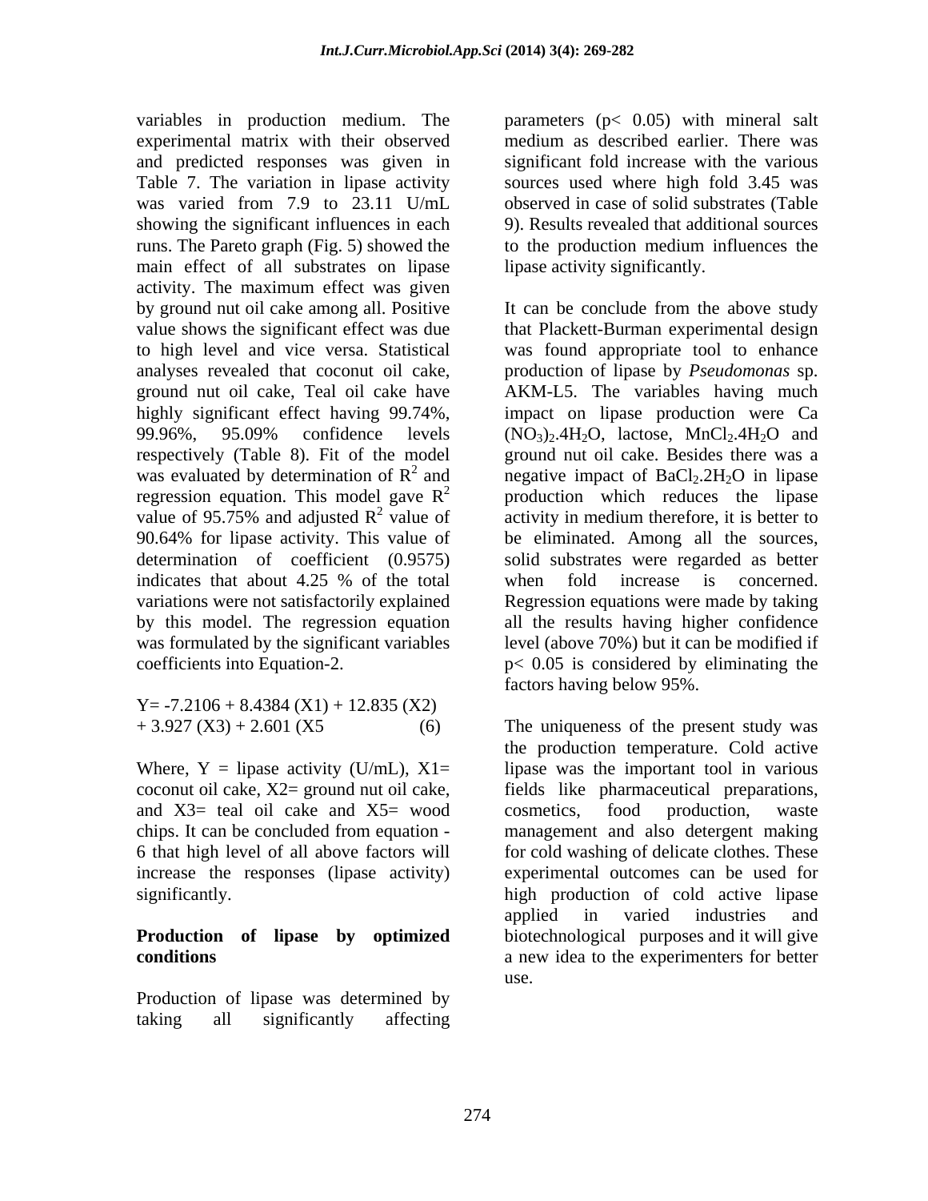variables in production medium. The experimental matrix with their observed and predicted responses was given in Table 7. The variation in lipase activity was varied from 7.9 to 23.11 U/mL showing the significant influences in each runs. The Pareto graph (Fig. 5) showed the main effect of all substrates on lipase activity. The maximum effect was given by ground nut oil cake among all. Positive value shows the significant effect was due to high level and vice versa. Statistical analyses revealed that coconut oil cake, ground nut oil cake, Teal oil cake have highly significant effect having 99.74%, 99.96%, 95.09% confidence levels respectively (Table 8). Fit of the model was evaluated by determination of $R^2$ and regression equation. This model gave $R^2$ value of 95.75% and adjusted $R^2$ value of 90.64% for lipase activity. This value of determination of coefficient (0.9575) indicates that about 4.25 % of the total variations were not satisfactorily explained by this model. The regression equation was formulated by the significant variables coefficients into Equation-2.

$$Y = -7.2106 + 8.4384 (X1) + 12.835 (X2) + 3.927 (X3) + 2.601 (X5 \qquad (6)$$

Where, Y = lipase activity (U/mL), X1= coconut oil cake, X2= ground nut oil cake, and X3= teal oil cake and X5= wood chips. It can be concluded from equation - 6 that high level of all above factors will increase the responses (lipase activity) significantly.

**Production of lipase by optimized conditions**

Production of lipase was determined by taking all significantly affecting parameters ($p< 0.05$) with mineral salt medium as described earlier. There was significant fold increase with the various sources used where high fold 3.45 was observed in case of solid substrates (Table 9). Results revealed that additional sources to the production medium influences the lipase activity significantly.

It can be conclude from the above study that Plackett-Burman experimental design was found appropriate tool to enhance production of lipase by *Pseudomonas* sp. AKM-L5. The variables having much impact on lipase production were $Ca(NO_3)_2.4H_2O$, lactose, $MnCl_2.4H_2O$ and ground nut oil cake. Besides there was a negative impact of $BaCl_2.2H_2O$ in lipase production which reduces the lipase activity in medium therefore, it is better to be eliminated. Among all the sources, solid substrates were regarded as better when fold increase is concerned. Regression equations were made by taking all the results having higher confidence level (above 70%) but it can be modified if $p< 0.05$ is considered by eliminating the factors having below 95%.

The uniqueness of the present study was the production temperature. Cold active lipase was the important tool in various fields like pharmaceutical preparations, cosmetics, food production, waste management and also detergent making for cold washing of delicate clothes. These experimental outcomes can be used for high production of cold active lipase applied in varied industries and biotechnological purposes and it will give a new idea to the experimenters for better use.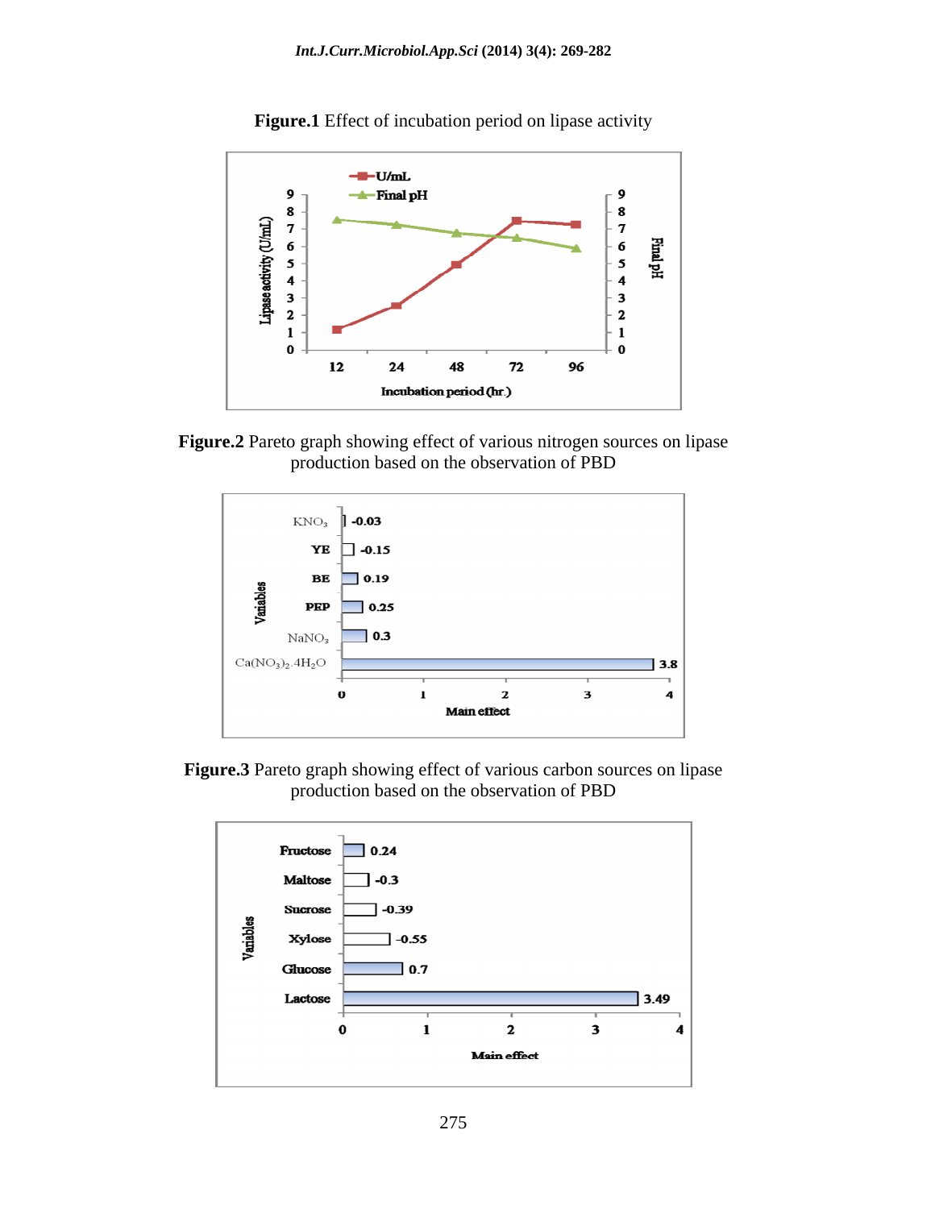**Figure.1** Effect of incubation period on lipase activity

**Figure.2** Pareto graph showing effect of various nitrogen sources on lipase production based on the observation of PBD

**Figure.3** Pareto graph showing effect of various carbon sources on lipase production based on the observation of PBD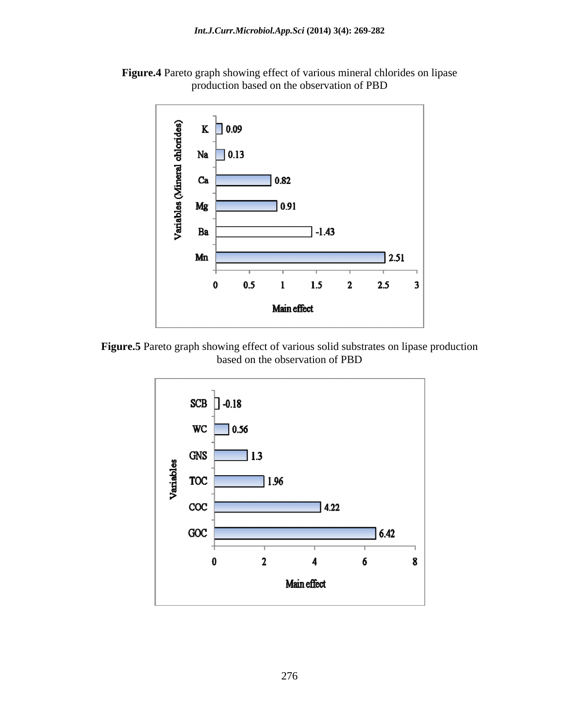**Figure.4** Pareto graph showing effect of various mineral chlorides on lipase production based on the observation of PBD

**Figure.5** Pareto graph showing effect of various solid substrates on lipase production based on the observation of PBD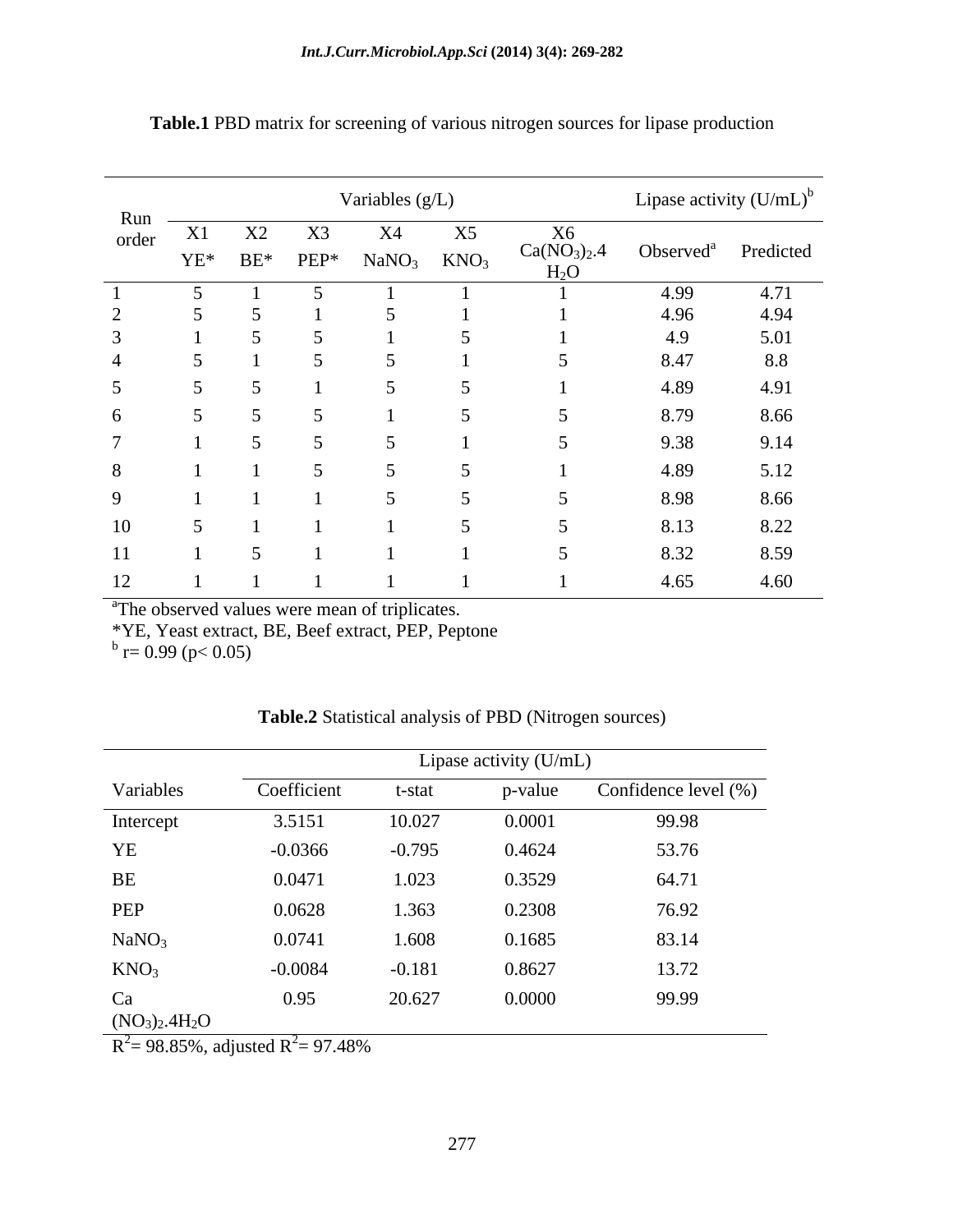**Table.1** PBD matrix for screening of various nitrogen sources for lipase production

| Run order | Variables (g/L) | | | | | | Lipase activity (U/mL)[b] | |
|---|---|---|---|---|---|---|---|---|
| | X1 YE* | X2 BE* | X3 PEP* | X4 $NaNO_3$ | X5 $KNO_3$ | X6 $Ca(NO_3)_2.4H_2O$ | Observed[a] | Predicted |
| 1 | 5 | 1 | 5 | 1 | 1 | 1 | 4.99 | 4.71 |
| 2 | 5 | 5 | 1 | 5 | 1 | 1 | 4.96 | 4.94 |
| 3 | 1 | 5 | 5 | 1 | 5 | 1 | 4.9 | 5.01 |
| 4 | 5 | 1 | 5 | 5 | 1 | 5 | 8.47 | 8.8 |
| 5 | 5 | 5 | 1 | 5 | 5 | 1 | 4.89 | 4.91 |
| 6 | 5 | 5 | 5 | 1 | 5 | 5 | 8.79 | 8.66 |
| 7 | 1 | 5 | 5 | 5 | 1 | 5 | 9.38 | 9.14 |
| 8 | 1 | 1 | 5 | 5 | 5 | 1 | 4.89 | 5.12 |
| 9 | 1 | 1 | 1 | 5 | 5 | 5 | 8.98 | 8.66 |
| 10 | 5 | 1 | 1 | 1 | 5 | 5 | 8.13 | 8.22 |
| 11 | 1 | 5 | 1 | 1 | 1 | 5 | 8.32 | 8.59 |
| 12 | 1 | 1 | 1 | 1 | 1 | 1 | 4.65 | 4.60 |

[a]The observed values were mean of triplicates.
*YE, Yeast extract, BE, Beef extract, PEP, Peptone
[b] r= 0.99 ($p < 0.05$)

**Table.2** Statistical analysis of PBD (Nitrogen sources)

| Variables | Lipase activity (U/mL) | | | |
|---|---|---|---|---|
| | Coefficient | t-stat | p-value | Confidence level (%) |
| Intercept | 3.5151 | 10.027 | 0.0001 | 99.98 |
| YE | -0.0366 | -0.795 | 0.4624 | 53.76 |
| BE | 0.0471 | 1.023 | 0.3529 | 64.71 |
| PEP | 0.0628 | 1.363 | 0.2308 | 76.92 |
| $NaNO_3$ | 0.0741 | 1.608 | 0.1685 | 83.14 |
| $KNO_3$ | -0.0084 | -0.181 | 0.8627 | 13.72 |
| $Ca(NO_3)_2.4H_2O$ | 0.95 | 20.627 | 0.0000 | 99.99 |

$R^2$= 98.85%, adjusted $R^2$= 97.48%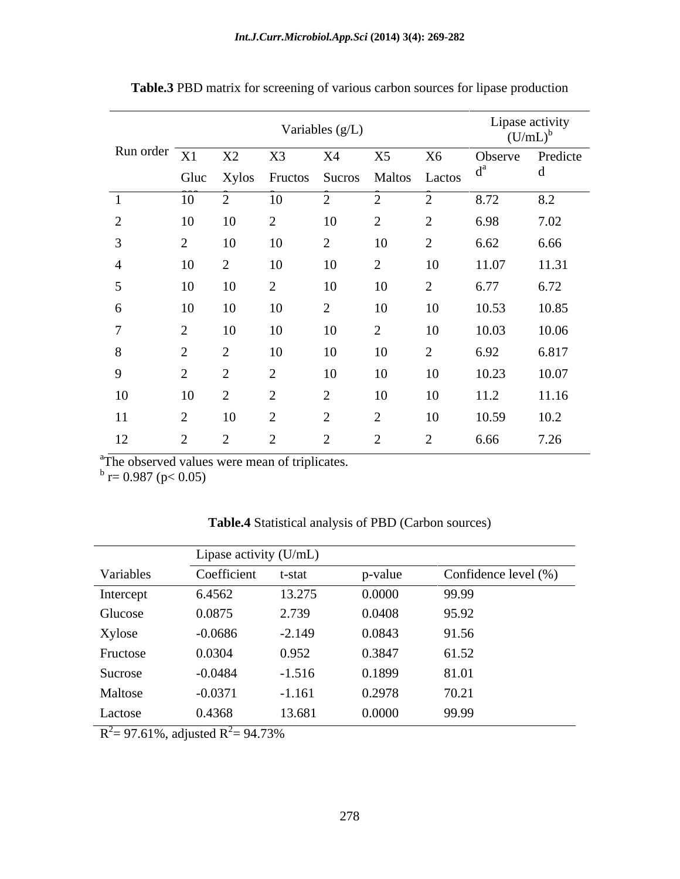**Table.3** PBD matrix for screening of various carbon sources for lipase production

| Run order | Variables (g/L) | | | | | | Lipase activity (U/mL)[b] | |
|---|---|---|---|---|---|---|---|---|
| | X1 Glucose | X2 Xylose | X3 Fructose | X4 Sucrose | X5 Maltose | X6 Lactose | Observed[a] | Predicted |
| 1 | 10 | 2 | 10 | 2 | 2 | 2 | 8.72 | 8.2 |
| 2 | 10 | 10 | 2 | 10 | 2 | 2 | 6.98 | 7.02 |
| 3 | 2 | 10 | 10 | 2 | 10 | 2 | 6.62 | 6.66 |
| 4 | 10 | 2 | 10 | 10 | 2 | 10 | 11.07 | 11.31 |
| 5 | 10 | 10 | 2 | 10 | 10 | 2 | 6.77 | 6.72 |
| 6 | 10 | 10 | 10 | 2 | 10 | 10 | 10.53 | 10.85 |
| 7 | 2 | 10 | 10 | 10 | 2 | 10 | 10.03 | 10.06 |
| 8 | 2 | 2 | 10 | 10 | 10 | 2 | 6.92 | 6.817 |
| 9 | 2 | 2 | 2 | 10 | 10 | 10 | 10.23 | 10.07 |
| 10 | 10 | 2 | 2 | 2 | 10 | 10 | 11.2 | 11.16 |
| 11 | 2 | 10 | 2 | 2 | 2 | 10 | 10.59 | 10.2 |
| 12 | 2 | 2 | 2 | 2 | 2 | 2 | 6.66 | 7.26 |

[a]The observed values were mean of triplicates.
[b] r= 0.987 ($p < 0.05$)

**Table.4** Statistical analysis of PBD (Carbon sources)

| Variables | Lipase activity (U/mL) Coefficient | t-stat | p-value | Confidence level (%) |
|---|---|---|---|---|
| Intercept | 6.4562 | 13.275 | 0.0000 | 99.99 |
| Glucose | 0.0875 | 2.739 | 0.0408 | 95.92 |
| Xylose | -0.0686 | -2.149 | 0.0843 | 91.56 |
| Fructose | 0.0304 | 0.952 | 0.3847 | 61.52 |
| Sucrose | -0.0484 | -1.516 | 0.1899 | 81.01 |
| Maltose | -0.0371 | -1.161 | 0.2978 | 70.21 |
| Lactose | 0.4368 | 13.681 | 0.0000 | 99.99 |

$R^2$= 97.61%, adjusted $R^2$= 94.73%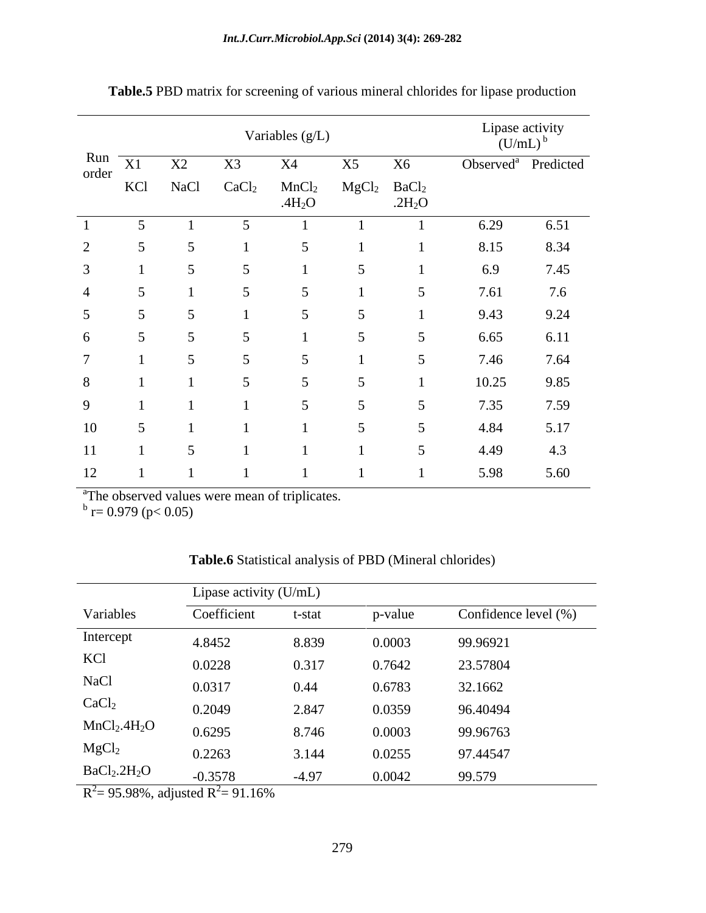**Table.5** PBD matrix for screening of various mineral chlorides for lipase production

| Run order | Variables (g/L) | | | | | | Lipase activity (U/mL) [b] | |
|---|---|---|---|---|---|---|---|---|
| | X1 KCl | X2 NaCl | X3 $CaCl_2$ | X4 $MnCl_2.4H_2O$ | X5 $MgCl_2$ | X6 $BaCl_2.2H_2O$ | Observed[a] | Predicted |
| 1 | 5 | 1 | 5 | 1 | 1 | 1 | 6.29 | 6.51 |
| 2 | 5 | 5 | 1 | 5 | 1 | 1 | 8.15 | 8.34 |
| 3 | 1 | 5 | 5 | 1 | 5 | 1 | 6.9 | 7.45 |
| 4 | 5 | 1 | 5 | 5 | 1 | 5 | 7.61 | 7.6 |
| 5 | 5 | 5 | 1 | 5 | 5 | 1 | 9.43 | 9.24 |
| 6 | 5 | 5 | 5 | 1 | 5 | 5 | 6.65 | 6.11 |
| 7 | 1 | 5 | 5 | 5 | 1 | 5 | 7.46 | 7.64 |
| 8 | 1 | 1 | 5 | 5 | 5 | 1 | 10.25 | 9.85 |
| 9 | 1 | 1 | 1 | 5 | 5 | 5 | 7.35 | 7.59 |
| 10 | 5 | 1 | 1 | 1 | 5 | 5 | 4.84 | 5.17 |
| 11 | 1 | 5 | 1 | 1 | 1 | 5 | 4.49 | 4.3 |
| 12 | 1 | 1 | 1 | 1 | 1 | 1 | 5.98 | 5.60 |

[a]The observed values were mean of triplicates.
[b] r= 0.979 ($p < 0.05$)

**Table.6** Statistical analysis of PBD (Mineral chlorides)

| Variables | Lipase activity (U/mL) | | | |
|---|---|---|---|---|
| | Coefficient | t-stat | p-value | Confidence level (%) |
| Intercept | 4.8452 | 8.839 | 0.0003 | 99.96921 |
| KCl | 0.0228 | 0.317 | 0.7642 | 23.57804 |
| NaCl | 0.0317 | 0.44 | 0.6783 | 32.1662 |
| $CaCl_2$ | 0.2049 | 2.847 | 0.0359 | 96.40494 |
| $MnCl_2.4H_2O$ | 0.6295 | 8.746 | 0.0003 | 99.96763 |
| $MgCl_2$ | 0.2263 | 3.144 | 0.0255 | 97.44547 |
| $BaCl_2.2H_2O$ | -0.3578 | -4.97 | 0.0042 | 99.579 |

$R^2$= 95.98%, adjusted $R^2$= 91.16%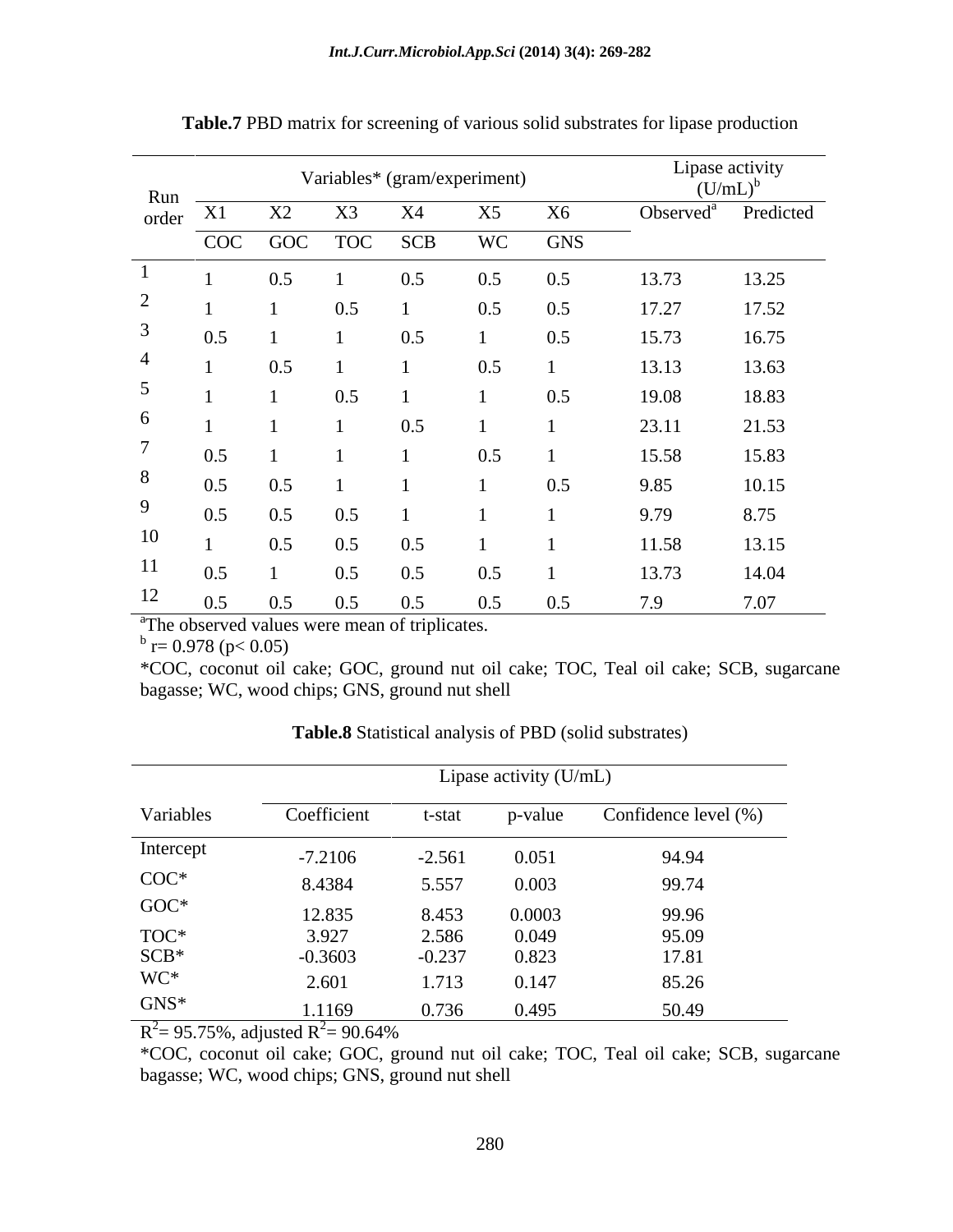**Table.7** PBD matrix for screening of various solid substrates for lipase production

| Run order | Variables* (gram/experiment) | | | | | | Lipase activity (U/mL)[b] | |
|---|---|---|---|---|---|---|---|---|
| | X1 | X2 | X3 | X4 | X5 | X6 | Observed[a] | Predicted |
| | COC | GOC | TOC | SCB | WC | GNS | | |
| 1 | 1 | 0.5 | 1 | 0.5 | 0.5 | 0.5 | 13.73 | 13.25 |
| 2 | 1 | 1 | 0.5 | 1 | 0.5 | 0.5 | 17.27 | 17.52 |
| 3 | 0.5 | 1 | 1 | 0.5 | 1 | 0.5 | 15.73 | 16.75 |
| 4 | 1 | 0.5 | 1 | 1 | 0.5 | 1 | 13.13 | 13.63 |
| 5 | 1 | 1 | 0.5 | 1 | 1 | 0.5 | 19.08 | 18.83 |
| 6 | 1 | 1 | 1 | 0.5 | 1 | 1 | 23.11 | 21.53 |
| 7 | 0.5 | 1 | 1 | 1 | 0.5 | 1 | 15.58 | 15.83 |
| 8 | 0.5 | 0.5 | 1 | 1 | 1 | 0.5 | 9.85 | 10.15 |
| 9 | 0.5 | 0.5 | 0.5 | 1 | 1 | 1 | 9.79 | 8.75 |
| 10 | 1 | 0.5 | 0.5 | 0.5 | 1 | 1 | 11.58 | 13.15 |
| 11 | 0.5 | 1 | 0.5 | 0.5 | 0.5 | 1 | 13.73 | 14.04 |
| 12 | 0.5 | 0.5 | 0.5 | 0.5 | 0.5 | 0.5 | 7.9 | 7.07 |

[a]The observed values were mean of triplicates.

[b] r= 0.978 ($p < 0.05$)

*COC, coconut oil cake; GOC, ground nut oil cake; TOC, Teal oil cake; SCB, sugarcane bagasse; WC, wood chips; GNS, ground nut shell

**Table.8** Statistical analysis of PBD (solid substrates)

| Variables | Lipase activity (U/mL) | | | |
|---|---|---|---|---|
| | Coefficient | t-stat | p-value | Confidence level (%) |
| Intercept | -7.2106 | -2.561 | 0.051 | 94.94 |
| COC* | 8.4384 | 5.557 | 0.003 | 99.74 |
| GOC* | 12.835 | 8.453 | 0.0003 | 99.96 |
| TOC* | 3.927 | 2.586 | 0.049 | 95.09 |
| SCB* | -0.3603 | -0.237 | 0.823 | 17.81 |
| WC* | 2.601 | 1.713 | 0.147 | 85.26 |
| GNS* | 1.1169 | 0.736 | 0.495 | 50.49 |

$R^2$= 95.75%, adjusted $R^2$= 90.64%

*COC, coconut oil cake; GOC, ground nut oil cake; TOC, Teal oil cake; SCB, sugarcane bagasse; WC, wood chips; GNS, ground nut shell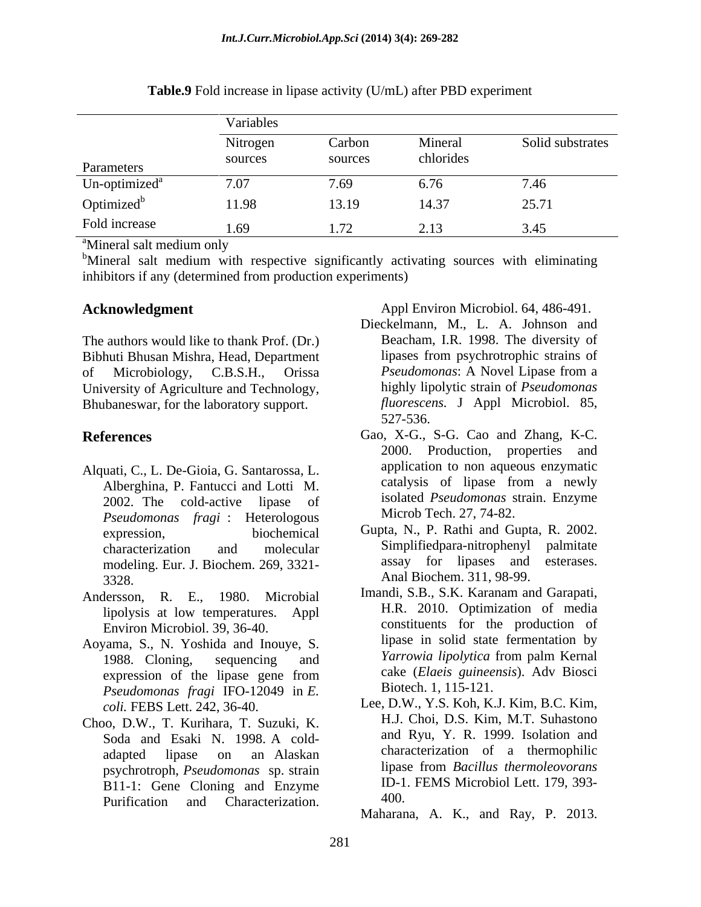**Table.9** Fold increase in lipase activity (U/mL) after PBD experiment

| Parameters | Variables | | | |
|---|---|---|---|---|
| | Nitrogen sources | Carbon sources | Mineral chlorides | Solid substrates |
| Un-optimized[a] | 7.07 | 7.69 | 6.76 | 7.46 |
| Optimized[b] | 11.98 | 13.19 | 14.37 | 25.71 |
| Fold increase | 1.69 | 1.72 | 2.13 | 3.45 |

[a]Mineral salt medium only

[b]Mineral salt medium with respective significantly activating sources with eliminating inhibitors if any (determined from production experiments)

## Acknowledgment

The authors would like to thank Prof. (Dr.) Bibhuti Bhusan Mishra, Head, Department of Microbiology, C.B.S.H., Orissa University of Agriculture and Technology, Bhubaneswar, for the laboratory support.

## References

Alquati, C., L. De-Gioia, G. Santarossa, L. Alberghina, P. Fantucci and Lotti M. 2002. The cold-active lipase of *Pseudomonas fragi* : Heterologous expression, biochemical characterization and molecular modeling. Eur. J. Biochem. 269, 3321-3328.

Andersson, R. E., 1980. Microbial lipolysis at low temperatures. Appl Environ Microbiol. 39, 36-40.

Aoyama, S., N. Yoshida and Inouye, S. 1988. Cloning, sequencing and expression of the lipase gene from *Pseudomonas fragi* IFO-12049 in *E. coli.* FEBS Lett. 242, 36-40.

Choo, D.W., T. Kurihara, T. Suzuki, K. Soda and Esaki N. 1998. A cold-adapted lipase on an Alaskan psychrotroph, *Pseudomonas* sp. strain B11-1: Gene Cloning and Enzyme Purification and Characterization. Appl Environ Microbiol. 64, 486-491.

Dieckelmann, M., L. A. Johnson and Beacham, I.R. 1998. The diversity of lipases from psychrotrophic strains of *Pseudomonas*: A Novel Lipase from a highly lipolytic strain of *Pseudomonas fluorescens.* J Appl Microbiol. 85, 527-536.

Gao, X-G., S-G. Cao and Zhang, K-C. 2000. Production, properties and application to non aqueous enzymatic catalysis of lipase from a newly isolated *Pseudomonas* strain. Enzyme Microb Tech. 27, 74-82.

Gupta, N., P. Rathi and Gupta, R. 2002. Simplifiedpara-nitrophenyl palmitate assay for lipases and esterases. Anal Biochem. 311, 98-99.

Imandi, S.B., S.K. Karanam and Garapati, H.R. 2010. Optimization of media constituents for the production of lipase in solid state fermentation by *Yarrowia lipolytica* from palm Kernal cake (*Elaeis guineensis*). Adv Biosci Biotech. 1, 115-121.

Lee, D.W., Y.S. Koh, K.J. Kim, B.C. Kim, H.J. Choi, D.S. Kim, M.T. Suhastono and Ryu, Y. R. 1999. Isolation and characterization of a thermophilic lipase from *Bacillus thermoleovorans* ID-1. FEMS Microbiol Lett. 179, 393-400.

Maharana, A. K., and Ray, P. 2013.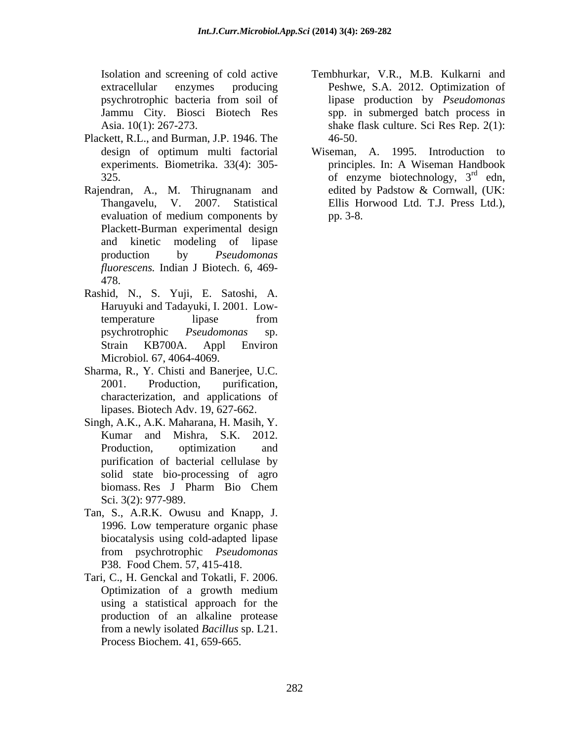Isolation and screening of cold active extracellular enzymes producing psychrotrophic bacteria from soil of Jammu City. Biosci Biotech Res Asia. 10(1): 267-273.

Plackett, R.L., and Burman, J.P. 1946. The design of optimum multi factorial experiments. Biometrika. 33(4): 305-325.

Rajendran, A., M. Thirugnanam and Thangavelu, V. 2007. Statistical evaluation of medium components by Plackett-Burman experimental design and kinetic modeling of lipase production by *Pseudomonas fluorescens.* Indian J Biotech. 6, 469-478.

Rashid, N., S. Yuji, E. Satoshi, A. Haruyuki and Tadayuki, I. 2001. Low-temperature lipase from psychrotrophic *Pseudomonas* sp. Strain KB700A. Appl Environ Microbiol. 67, 4064-4069.

Sharma, R., Y. Chisti and Banerjee, U.C. 2001. Production, purification, characterization, and applications of lipases. Biotech Adv. 19, 627-662.

Singh, A.K., A.K. Maharana, H. Masih, Y. Kumar and Mishra, S.K. 2012. Production, optimization and purification of bacterial cellulase by solid state bio-processing of agro biomass. Res J Pharm Bio Chem Sci. 3(2): 977-989.

Tan, S., A.R.K. Owusu and Knapp, J. 1996. Low temperature organic phase biocatalysis using cold-adapted lipase from psychrotrophic *Pseudomonas* P38. Food Chem. 57, 415-418.

Tari, C., H. Genckal and Tokatli, F. 2006. Optimization of a growth medium using a statistical approach for the production of an alkaline protease from a newly isolated *Bacillus* sp. L21. Process Biochem. 41, 659-665.

Tembhurkar, V.R., M.B. Kulkarni and Peshwe, S.A. 2012. Optimization of lipase production by *Pseudomonas* spp. in submerged batch process in shake flask culture. Sci Res Rep. 2(1): 46-50.

Wiseman, A. 1995. Introduction to principles. In: A Wiseman Handbook of enzyme biotechnology, 3rd edn, edited by Padstow & Cornwall, (UK: Ellis Horwood Ltd. T.J. Press Ltd.), pp. 3-8.